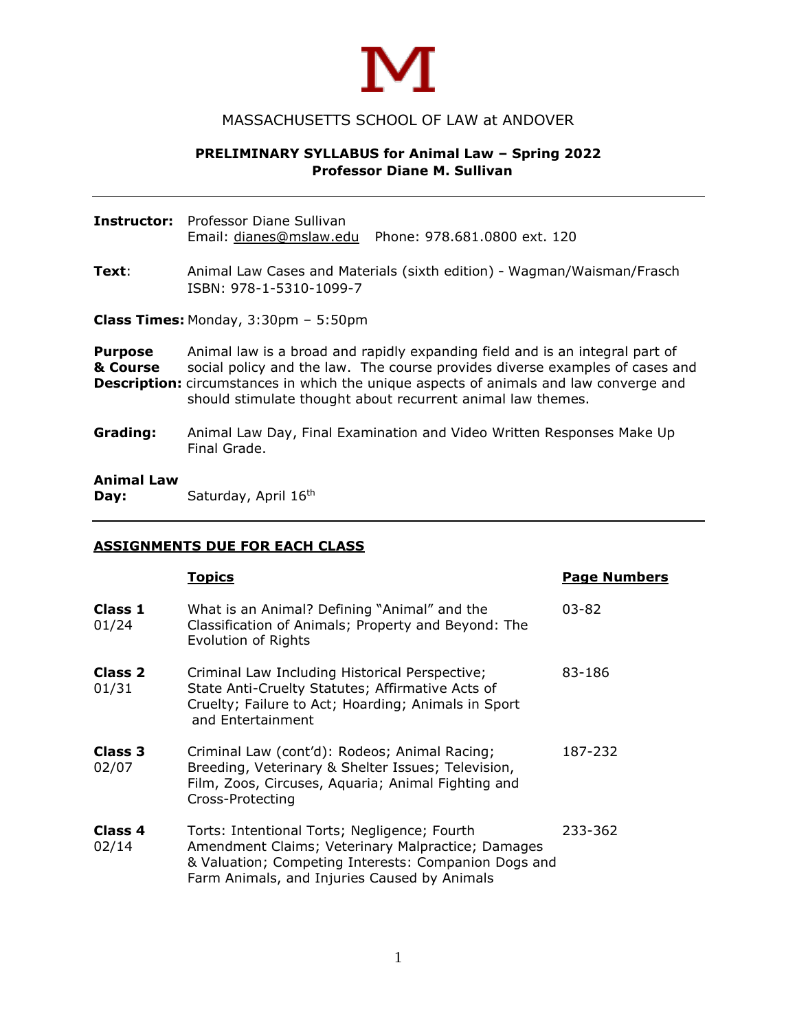M

MASSACHUSETTS SCHOOL OF LAW at ANDOVER

**PRELIMINARY SYLLABUS for Animal Law – Spring 2022**
**Professor Diane M. Sullivan**

---

**Instructor:** Professor Diane Sullivan
Email: dianes@mslaw.edu Phone: 978.681.0800 ext. 120

**Text**: Animal Law Cases and Materials (sixth edition) - Wagman/Waisman/Frasch
ISBN: 978-1-5310-1099-7

**Class Times:** Monday, 3:30pm – 5:50pm

**Purpose & Course Description:** Animal law is a broad and rapidly expanding field and is an integral part of social policy and the law. The course provides diverse examples of cases and circumstances in which the unique aspects of animals and law converge and should stimulate thought about recurrent animal law themes.

**Grading:** Animal Law Day, Final Examination and Video Written Responses Make Up Final Grade.

**Animal Law Day:** Saturday, April 16th

---

## ASSIGNMENTS DUE FOR EACH CLASS

| | Topics | Page Numbers |
|---|---|---|
| **Class 1** 01/24 | What is an Animal? Defining "Animal" and the Classification of Animals; Property and Beyond: The Evolution of Rights | 03-82 |
| **Class 2** 01/31 | Criminal Law Including Historical Perspective; State Anti-Cruelty Statutes; Affirmative Acts of Cruelty; Failure to Act; Hoarding; Animals in Sport and Entertainment | 83-186 |
| **Class 3** 02/07 | Criminal Law (cont'd): Rodeos; Animal Racing; Breeding, Veterinary & Shelter Issues; Television, Film, Zoos, Circuses, Aquaria; Animal Fighting and Cross-Protecting | 187-232 |
| **Class 4** 02/14 | Torts: Intentional Torts; Negligence; Fourth Amendment Claims; Veterinary Malpractice; Damages & Valuation; Competing Interests: Companion Dogs and Farm Animals, and Injuries Caused by Animals | 233-362 |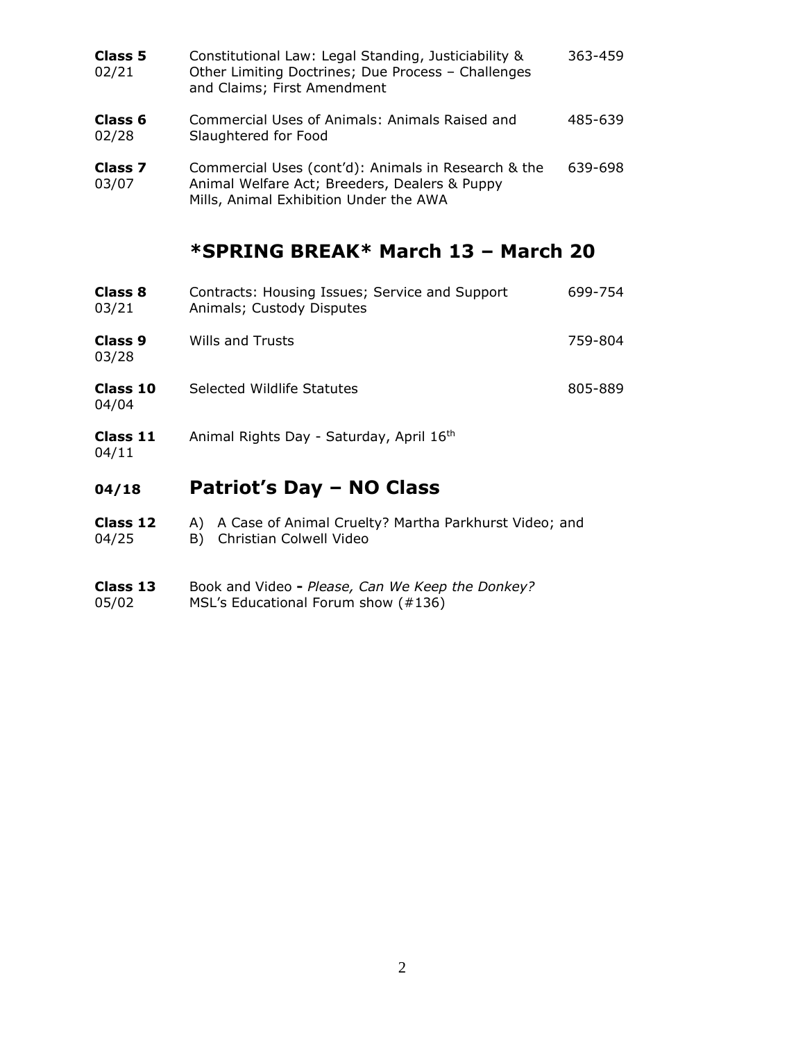| | | |
|---|---|---|
| **Class 5** 02/21 | Constitutional Law: Legal Standing, Justiciability & Other Limiting Doctrines; Due Process – Challenges and Claims; First Amendment | 363-459 |
| **Class 6** 02/28 | Commercial Uses of Animals: Animals Raised and Slaughtered for Food | 485-639 |
| **Class 7** 03/07 | Commercial Uses (cont'd): Animals in Research & the Animal Welfare Act; Breeders, Dealers & Puppy Mills, Animal Exhibition Under the AWA | 639-698 |

## *SPRING BREAK* March 13 – March 20

| | | |
|---|---|---|
| **Class 8** 03/21 | Contracts: Housing Issues; Service and Support Animals; Custody Disputes | 699-754 |
| **Class 9** 03/28 | Wills and Trusts | 759-804 |
| **Class 10** 04/04 | Selected Wildlife Statutes | 805-889 |
| **Class 11** 04/11 | Animal Rights Day - Saturday, April 16th | |

## 04/18 Patriot's Day – NO Class

**Class 12** 04/25
A) A Case of Animal Cruelty? Martha Parkhurst Video; and
B) Christian Colwell Video

**Class 13** 05/02
Book and Video - *Please, Can We Keep the Donkey?*
MSL's Educational Forum show (#136)